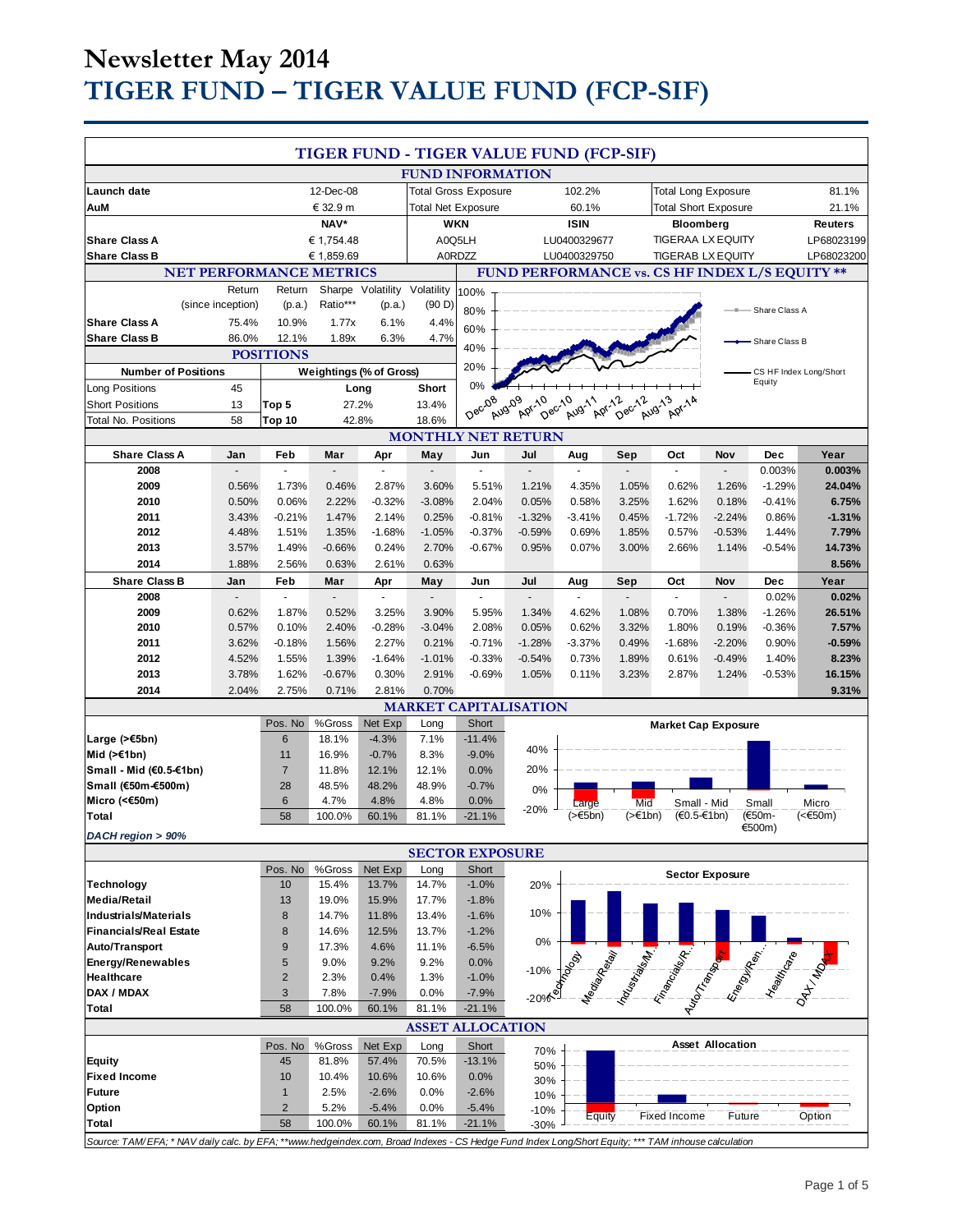# Newsletter May 2014

# TIGER FUND – TIGER VALUE FUND (FCP-SIF)

## TIGER FUND - TIGER VALUE FUND (FCP-SIF)

### FUND INFORMATION

| | | | | | |
|---|---|---|---|---|---|
| **Launch date** | 12-Dec-08 | Total Gross Exposure | 102.2% | Total Long Exposure | 81.1% |
| **AuM** | € 32.9 m | Total Net Exposure | 60.1% | Total Short Exposure | 21.1% |

| | NAV* | WKN | ISIN | Bloomberg | Reuters |
|---|---|---|---|---|---|
| **Share Class A** | € 1,754.48 | A0Q5LH | LU0400329677 | TIGERAA LX EQUITY | LP68023199 |
| **Share Class B** | € 1,859.69 | A0RDZZ | LU0400329750 | TIGERAB LX EQUITY | LP68023200 |

### NET PERFORMANCE METRICS

| | Return (since inception) | Return (p.a.) | Sharpe Ratio*** | Volatility (p.a.) | Volatility (90 D) |
|---|---|---|---|---|---|
| **Share Class A** | 75.4% | 10.9% | 1.77x | 6.1% | 4.4% |
| **Share Class B** | 86.0% | 12.1% | 1.89x | 6.3% | 4.7% |

### FUND PERFORMANCE vs. CS HF INDEX L/S EQUITY **

### POSITIONS

| Number of Positions | | Weightings (% of Gross) | Long | Short |
|---|---|---|---|---|
| Long Positions | 45 | Top 5 | 27.2% | 13.4% |
| Short Positions | 13 | Top 10 | 42.8% | 18.6% |
| Total No. Positions | 58 | | | |

### MONTHLY NET RETURN

| Share Class A | Jan | Feb | Mar | Apr | May | Jun | Jul | Aug | Sep | Oct | Nov | Dec | Year |
|---|---|---|---|---|---|---|---|---|---|---|---|---|---|
| 2008 | - | - | - | - | - | - | - | - | - | - | - | 0.003% | **0.003%** |
| 2009 | 0.56% | 1.73% | 0.46% | 2.87% | 3.60% | 5.51% | 1.21% | 4.35% | 1.05% | 0.62% | 1.26% | -1.29% | **24.04%** |
| 2010 | 0.50% | 0.06% | 2.22% | -0.32% | -3.08% | 2.04% | 0.05% | 0.58% | 3.25% | 1.62% | 0.18% | -0.41% | **6.75%** |
| 2011 | 3.43% | -0.21% | 1.47% | 2.14% | 0.25% | -0.81% | -1.32% | -3.41% | 0.45% | -1.72% | -2.24% | 0.86% | **-1.31%** |
| 2012 | 4.48% | 1.51% | 1.35% | -1.68% | -1.05% | -0.37% | -0.59% | 0.69% | 1.85% | 0.57% | -0.53% | 1.44% | **7.79%** |
| 2013 | 3.57% | 1.49% | -0.66% | 0.24% | 2.70% | -0.67% | 0.95% | 0.07% | 3.00% | 2.66% | 1.14% | -0.54% | **14.73%** |
| 2014 | 1.88% | 2.56% | 0.63% | 2.61% | 0.63% | | | | | | | | **8.56%** |

| Share Class B | Jan | Feb | Mar | Apr | May | Jun | Jul | Aug | Sep | Oct | Nov | Dec | Year |
|---|---|---|---|---|---|---|---|---|---|---|---|---|---|
| 2008 | - | - | - | - | - | - | - | - | - | - | - | 0.02% | **0.02%** |
| 2009 | 0.62% | 1.87% | 0.52% | 3.25% | 3.90% | 5.95% | 1.34% | 4.62% | 1.08% | 0.70% | 1.38% | -1.26% | **26.51%** |
| 2010 | 0.57% | 0.10% | 2.40% | -0.28% | -3.04% | 2.08% | 0.05% | 0.62% | 3.32% | 1.80% | 0.19% | -0.36% | **7.57%** |
| 2011 | 3.62% | -0.18% | 1.56% | 2.27% | 0.21% | -0.71% | -1.28% | -3.37% | 0.49% | -1.68% | -2.20% | 0.90% | **-0.59%** |
| 2012 | 4.52% | 1.55% | 1.39% | -1.64% | -1.01% | -0.33% | -0.54% | 0.73% | 1.89% | 0.61% | -0.49% | 1.40% | **8.23%** |
| 2013 | 3.78% | 1.62% | -0.67% | 0.30% | 2.91% | -0.69% | 1.05% | 0.11% | 3.23% | 2.87% | 1.24% | -0.53% | **16.15%** |
| 2014 | 2.04% | 2.75% | 0.71% | 2.81% | 0.70% | | | | | | | | **9.31%** |

### MARKET CAPITALISATION

| | Pos. No | %Gross | Net Exp | Long | Short |
|---|---|---|---|---|---|
| **Large (>€5bn)** | 6 | 18.1% | -4.3% | 7.1% | -11.4% |
| **Mid (>€1bn)** | 11 | 16.9% | -0.7% | 8.3% | -9.0% |
| **Small - Mid (€0.5-€1bn)** | 7 | 11.8% | 12.1% | 12.1% | 0.0% |
| **Small (€50m-€500m)** | 28 | 48.5% | 48.2% | 48.9% | -0.7% |
| **Micro (<€50m)** | 6 | 4.7% | 4.8% | 4.8% | 0.0% |
| **Total** | 58 | 100.0% | 60.1% | 81.1% | -21.1% |

*DACH region > 90%*

### SECTOR EXPOSURE

| | Pos. No | %Gross | Net Exp | Long | Short |
|---|---|---|---|---|---|
| **Technology** | 10 | 15.4% | 13.7% | 14.7% | -1.0% |
| **Media/Retail** | 13 | 19.0% | 15.9% | 17.7% | -1.8% |
| **Industrials/Materials** | 8 | 14.7% | 11.8% | 13.4% | -1.6% |
| **Financials/Real Estate** | 8 | 14.6% | 12.5% | 13.7% | -1.2% |
| **Auto/Transport** | 9 | 17.3% | 4.6% | 11.1% | -6.5% |
| **Energy/Renewables** | 5 | 9.0% | 9.2% | 9.2% | 0.0% |
| **Healthcare** | 2 | 2.3% | 0.4% | 1.3% | -1.0% |
| **DAX / MDAX** | 3 | 7.8% | -7.9% | 0.0% | -7.9% |
| **Total** | 58 | 100.0% | 60.1% | 81.1% | -21.1% |

### ASSET ALLOCATION

| | Pos. No | %Gross | Net Exp | Long | Short |
|---|---|---|---|---|---|
| **Equity** | 45 | 81.8% | 57.4% | 70.5% | -13.1% |
| **Fixed Income** | 10 | 10.4% | 10.6% | 10.6% | 0.0% |
| **Future** | 1 | 2.5% | -2.6% | 0.0% | -2.6% |
| **Option** | 2 | 5.2% | -5.4% | 0.0% | -5.4% |
| **Total** | 58 | 100.0% | 60.1% | 81.1% | -21.1% |

*Source: TAM/EFA; * NAV daily calc. by EFA; **www.hedgeindex.com, Broad Indexes - CS Hedge Fund Index Long/Short Equity; *** TAM inhouse calculation*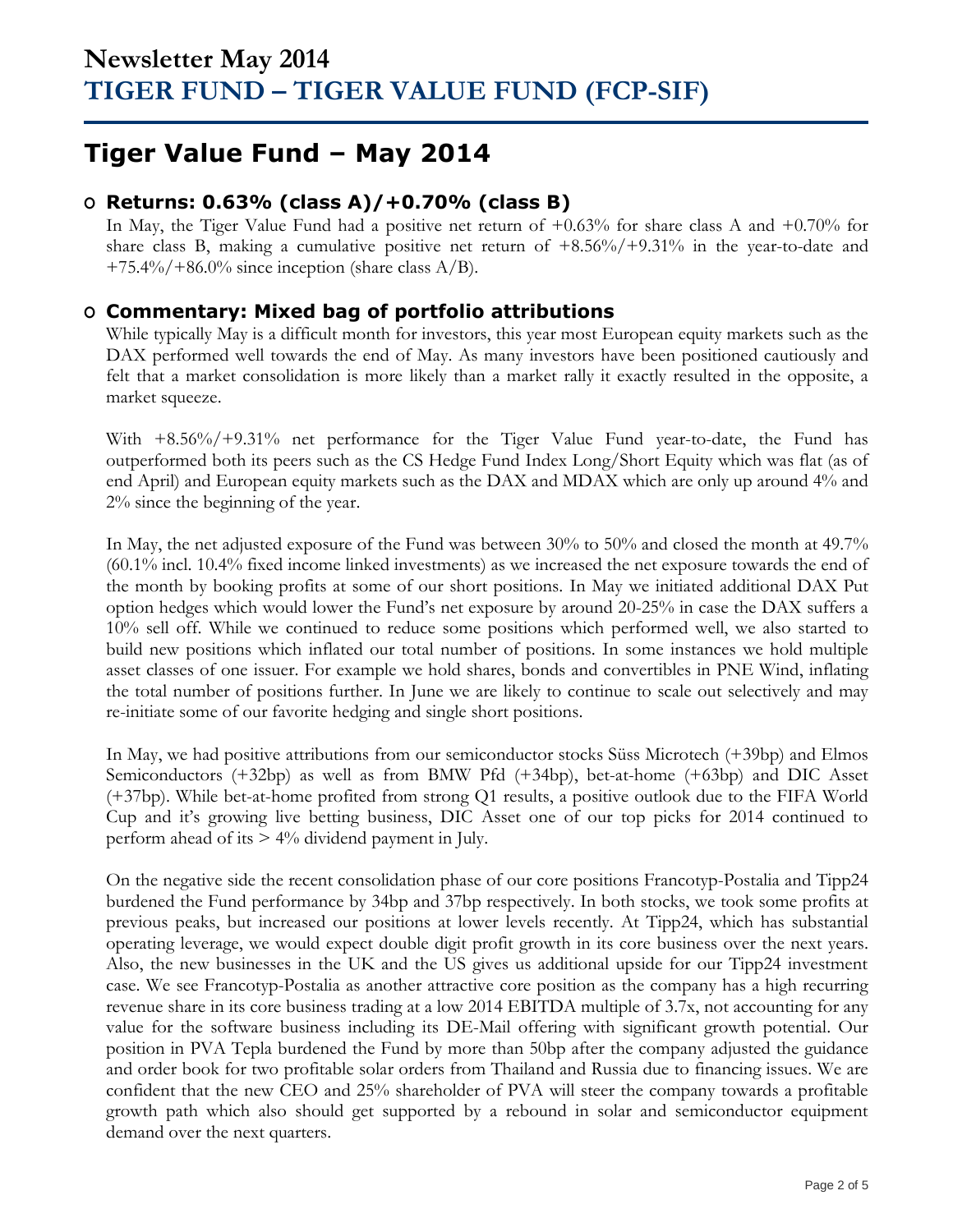# Newsletter May 2014
# TIGER FUND – TIGER VALUE FUND (FCP-SIF)

## Tiger Value Fund – May 2014

### Returns: 0.63% (class A)/+0.70% (class B)

In May, the Tiger Value Fund had a positive net return of +0.63% for share class A and +0.70% for share class B, making a cumulative positive net return of +8.56%/+9.31% in the year-to-date and +75.4%/+86.0% since inception (share class A/B).

### Commentary: Mixed bag of portfolio attributions

While typically May is a difficult month for investors, this year most European equity markets such as the DAX performed well towards the end of May. As many investors have been positioned cautiously and felt that a market consolidation is more likely than a market rally it exactly resulted in the opposite, a market squeeze.

With +8.56%/+9.31% net performance for the Tiger Value Fund year-to-date, the Fund has outperformed both its peers such as the CS Hedge Fund Index Long/Short Equity which was flat (as of end April) and European equity markets such as the DAX and MDAX which are only up around 4% and 2% since the beginning of the year.

In May, the net adjusted exposure of the Fund was between 30% to 50% and closed the month at 49.7% (60.1% incl. 10.4% fixed income linked investments) as we increased the net exposure towards the end of the month by booking profits at some of our short positions. In May we initiated additional DAX Put option hedges which would lower the Fund's net exposure by around 20-25% in case the DAX suffers a 10% sell off. While we continued to reduce some positions which performed well, we also started to build new positions which inflated our total number of positions. In some instances we hold multiple asset classes of one issuer. For example we hold shares, bonds and convertibles in PNE Wind, inflating the total number of positions further. In June we are likely to continue to scale out selectively and may re-initiate some of our favorite hedging and single short positions.

In May, we had positive attributions from our semiconductor stocks Süss Microtech (+39bp) and Elmos Semiconductors (+32bp) as well as from BMW Pfd (+34bp), bet-at-home (+63bp) and DIC Asset (+37bp). While bet-at-home profited from strong Q1 results, a positive outlook due to the FIFA World Cup and it's growing live betting business, DIC Asset one of our top picks for 2014 continued to perform ahead of its > 4% dividend payment in July.

On the negative side the recent consolidation phase of our core positions Francotyp-Postalia and Tipp24 burdened the Fund performance by 34bp and 37bp respectively. In both stocks, we took some profits at previous peaks, but increased our positions at lower levels recently. At Tipp24, which has substantial operating leverage, we would expect double digit profit growth in its core business over the next years. Also, the new businesses in the UK and the US gives us additional upside for our Tipp24 investment case. We see Francotyp-Postalia as another attractive core position as the company has a high recurring revenue share in its core business trading at a low 2014 EBITDA multiple of 3.7x, not accounting for any value for the software business including its DE-Mail offering with significant growth potential. Our position in PVA Tepla burdened the Fund by more than 50bp after the company adjusted the guidance and order book for two profitable solar orders from Thailand and Russia due to financing issues. We are confident that the new CEO and 25% shareholder of PVA will steer the company towards a profitable growth path which also should get supported by a rebound in solar and semiconductor equipment demand over the next quarters.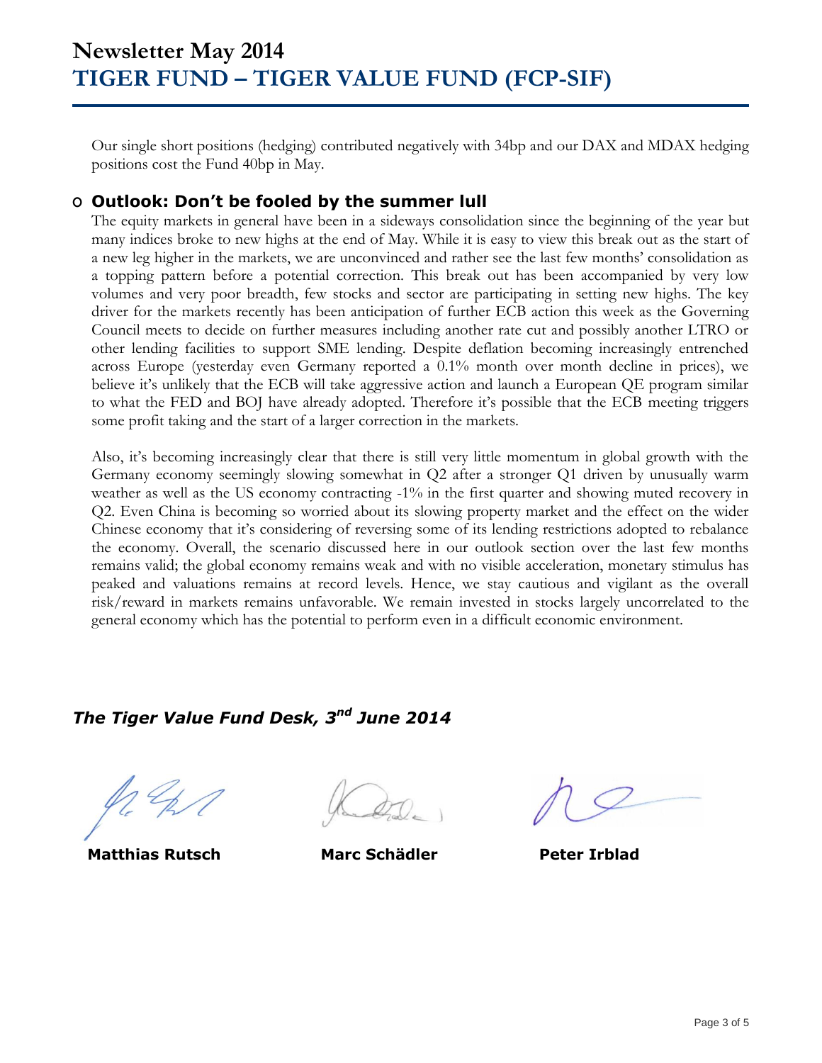Our single short positions (hedging) contributed negatively with 34bp and our DAX and MDAX hedging positions cost the Fund 40bp in May.

## Outlook: Don't be fooled by the summer lull

The equity markets in general have been in a sideways consolidation since the beginning of the year but many indices broke to new highs at the end of May. While it is easy to view this break out as the start of a new leg higher in the markets, we are unconvinced and rather see the last few months' consolidation as a topping pattern before a potential correction. This break out has been accompanied by very low volumes and very poor breadth, few stocks and sector are participating in setting new highs. The key driver for the markets recently has been anticipation of further ECB action this week as the Governing Council meets to decide on further measures including another rate cut and possibly another LTRO or other lending facilities to support SME lending. Despite deflation becoming increasingly entrenched across Europe (yesterday even Germany reported a 0.1% month over month decline in prices), we believe it's unlikely that the ECB will take aggressive action and launch a European QE program similar to what the FED and BOJ have already adopted. Therefore it's possible that the ECB meeting triggers some profit taking and the start of a larger correction in the markets.

Also, it's becoming increasingly clear that there is still very little momentum in global growth with the Germany economy seemingly slowing somewhat in Q2 after a stronger Q1 driven by unusually warm weather as well as the US economy contracting -1% in the first quarter and showing muted recovery in Q2. Even China is becoming so worried about its slowing property market and the effect on the wider Chinese economy that it's considering of reversing some of its lending restrictions adopted to rebalance the economy. Overall, the scenario discussed here in our outlook section over the last few months remains valid; the global economy remains weak and with no visible acceleration, monetary stimulus has peaked and valuations remains at record levels. Hence, we stay cautious and vigilant as the overall risk/reward in markets remains unfavorable. We remain invested in stocks largely uncorrelated to the general economy which has the potential to perform even in a difficult economic environment.

***The Tiger Value Fund Desk, 3nd June 2014***

**Matthias Rutsch** **Marc Schädler** **Peter Irblad**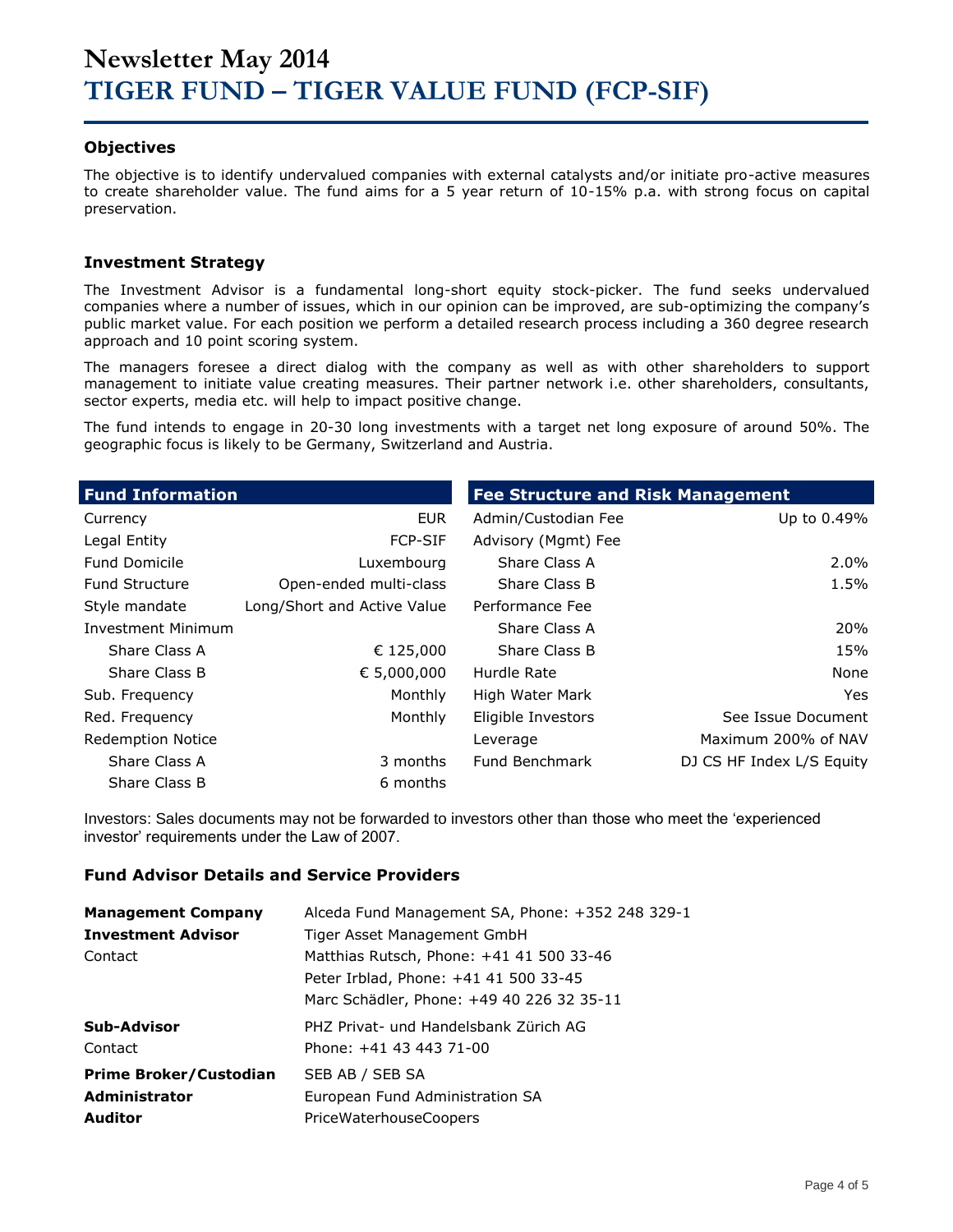# Newsletter May 2014
# TIGER FUND – TIGER VALUE FUND (FCP-SIF)

### Objectives

The objective is to identify undervalued companies with external catalysts and/or initiate pro-active measures to create shareholder value. The fund aims for a 5 year return of 10-15% p.a. with strong focus on capital preservation.

### Investment Strategy

The Investment Advisor is a fundamental long-short equity stock-picker. The fund seeks undervalued companies where a number of issues, which in our opinion can be improved, are sub-optimizing the company's public market value. For each position we perform a detailed research process including a 360 degree research approach and 10 point scoring system.

The managers foresee a direct dialog with the company as well as with other shareholders to support management to initiate value creating measures. Their partner network i.e. other shareholders, consultants, sector experts, media etc. will help to impact positive change.

The fund intends to engage in 20-30 long investments with a target net long exposure of around 50%. The geographic focus is likely to be Germany, Switzerland and Austria.

| Fund Information | |
|---|---|
| Currency | EUR |
| Legal Entity | FCP-SIF |
| Fund Domicile | Luxembourg |
| Fund Structure | Open-ended multi-class |
| Style mandate | Long/Short and Active Value |
| Investment Minimum | |
| Share Class A | € 125,000 |
| Share Class B | € 5,000,000 |
| Sub. Frequency | Monthly |
| Red. Frequency | Monthly |
| Redemption Notice | |
| Share Class A | 3 months |
| Share Class B | 6 months |

| Fee Structure and Risk Management | |
|---|---|
| Admin/Custodian Fee | Up to 0.49% |
| Advisory (Mgmt) Fee | |
| Share Class A | 2.0% |
| Share Class B | 1.5% |
| Performance Fee | |
| Share Class A | 20% |
| Share Class B | 15% |
| Hurdle Rate | None |
| High Water Mark | Yes |
| Eligible Investors | See Issue Document |
| Leverage | Maximum 200% of NAV |
| Fund Benchmark | DJ CS HF Index L/S Equity |

Investors: Sales documents may not be forwarded to investors other than those who meet the 'experienced investor' requirements under the Law of 2007.

### Fund Advisor Details and Service Providers

| | |
|---|---|
| **Management Company** | Alceda Fund Management SA, Phone: +352 248 329-1 |
| **Investment Advisor** | Tiger Asset Management GmbH |
| Contact | Matthias Rutsch, Phone: +41 41 500 33-46 |
| | Peter Irblad, Phone: +41 41 500 33-45 |
| | Marc Schädler, Phone: +49 40 226 32 35-11 |
| **Sub-Advisor** | PHZ Privat- und Handelsbank Zürich AG |
| Contact | Phone: +41 43 443 71-00 |
| **Prime Broker/Custodian** | SEB AB / SEB SA |
| **Administrator** | European Fund Administration SA |
| **Auditor** | PriceWaterhouseCoopers |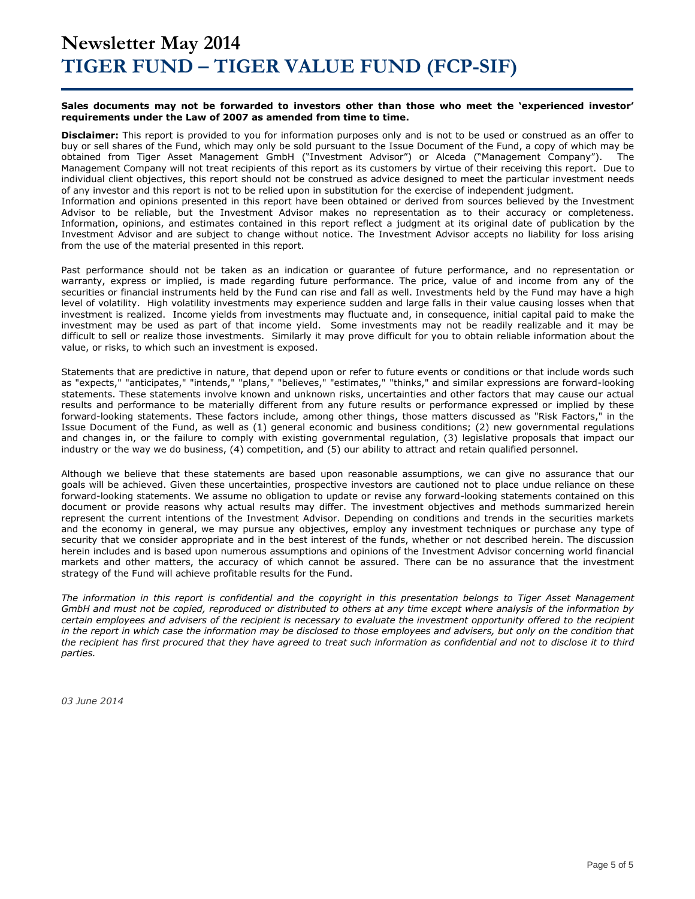# Newsletter May 2014
# TIGER FUND – TIGER VALUE FUND (FCP-SIF)

**Sales documents may not be forwarded to investors other than those who meet the 'experienced investor' requirements under the Law of 2007 as amended from time to time.**

**Disclaimer:** This report is provided to you for information purposes only and is not to be used or construed as an offer to buy or sell shares of the Fund, which may only be sold pursuant to the Issue Document of the Fund, a copy of which may be obtained from Tiger Asset Management GmbH ("Investment Advisor") or Alceda ("Management Company"). The Management Company will not treat recipients of this report as its customers by virtue of their receiving this report. Due to individual client objectives, this report should not be construed as advice designed to meet the particular investment needs of any investor and this report is not to be relied upon in substitution for the exercise of independent judgment.
Information and opinions presented in this report have been obtained or derived from sources believed by the Investment Advisor to be reliable, but the Investment Advisor makes no representation as to their accuracy or completeness. Information, opinions, and estimates contained in this report reflect a judgment at its original date of publication by the Investment Advisor and are subject to change without notice. The Investment Advisor accepts no liability for loss arising from the use of the material presented in this report.

Past performance should not be taken as an indication or guarantee of future performance, and no representation or warranty, express or implied, is made regarding future performance. The price, value of and income from any of the securities or financial instruments held by the Fund can rise and fall as well. Investments held by the Fund may have a high level of volatility. High volatility investments may experience sudden and large falls in their value causing losses when that investment is realized. Income yields from investments may fluctuate and, in consequence, initial capital paid to make the investment may be used as part of that income yield. Some investments may not be readily realizable and it may be difficult to sell or realize those investments. Similarly it may prove difficult for you to obtain reliable information about the value, or risks, to which such an investment is exposed.

Statements that are predictive in nature, that depend upon or refer to future events or conditions or that include words such as "expects," "anticipates," "intends," "plans," "believes," "estimates," "thinks," and similar expressions are forward-looking statements. These statements involve known and unknown risks, uncertainties and other factors that may cause our actual results and performance to be materially different from any future results or performance expressed or implied by these forward-looking statements. These factors include, among other things, those matters discussed as "Risk Factors," in the Issue Document of the Fund, as well as (1) general economic and business conditions; (2) new governmental regulations and changes in, or the failure to comply with existing governmental regulation, (3) legislative proposals that impact our industry or the way we do business, (4) competition, and (5) our ability to attract and retain qualified personnel.

Although we believe that these statements are based upon reasonable assumptions, we can give no assurance that our goals will be achieved. Given these uncertainties, prospective investors are cautioned not to place undue reliance on these forward-looking statements. We assume no obligation to update or revise any forward-looking statements contained on this document or provide reasons why actual results may differ. The investment objectives and methods summarized herein represent the current intentions of the Investment Advisor. Depending on conditions and trends in the securities markets and the economy in general, we may pursue any objectives, employ any investment techniques or purchase any type of security that we consider appropriate and in the best interest of the funds, whether or not described herein. The discussion herein includes and is based upon numerous assumptions and opinions of the Investment Advisor concerning world financial markets and other matters, the accuracy of which cannot be assured. There can be no assurance that the investment strategy of the Fund will achieve profitable results for the Fund.

*The information in this report is confidential and the copyright in this presentation belongs to Tiger Asset Management GmbH and must not be copied, reproduced or distributed to others at any time except where analysis of the information by certain employees and advisers of the recipient is necessary to evaluate the investment opportunity offered to the recipient in the report in which case the information may be disclosed to those employees and advisers, but only on the condition that the recipient has first procured that they have agreed to treat such information as confidential and not to disclose it to third parties.*

*03 June 2014*